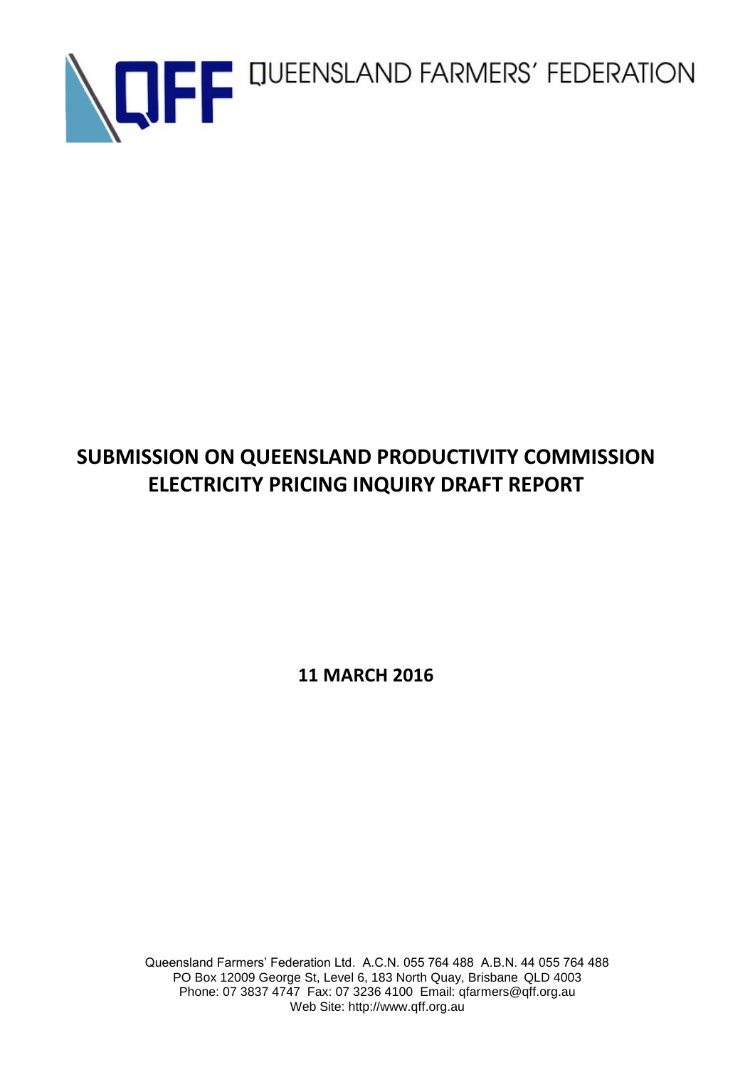QFF QUEENSLAND FARMERS' FEDERATION

# SUBMISSION ON QUEENSLAND PRODUCTIVITY COMMISSION ELECTRICITY PRICING INQUIRY DRAFT REPORT

**11 MARCH 2016**

Queensland Farmers' Federation Ltd. A.C.N. 055 764 488 A.B.N. 44 055 764 488
PO Box 12009 George St, Level 6, 183 North Quay, Brisbane QLD 4003
Phone: 07 3837 4747 Fax: 07 3236 4100 Email: qfarmers@qff.org.au
Web Site: http://www.qff.org.au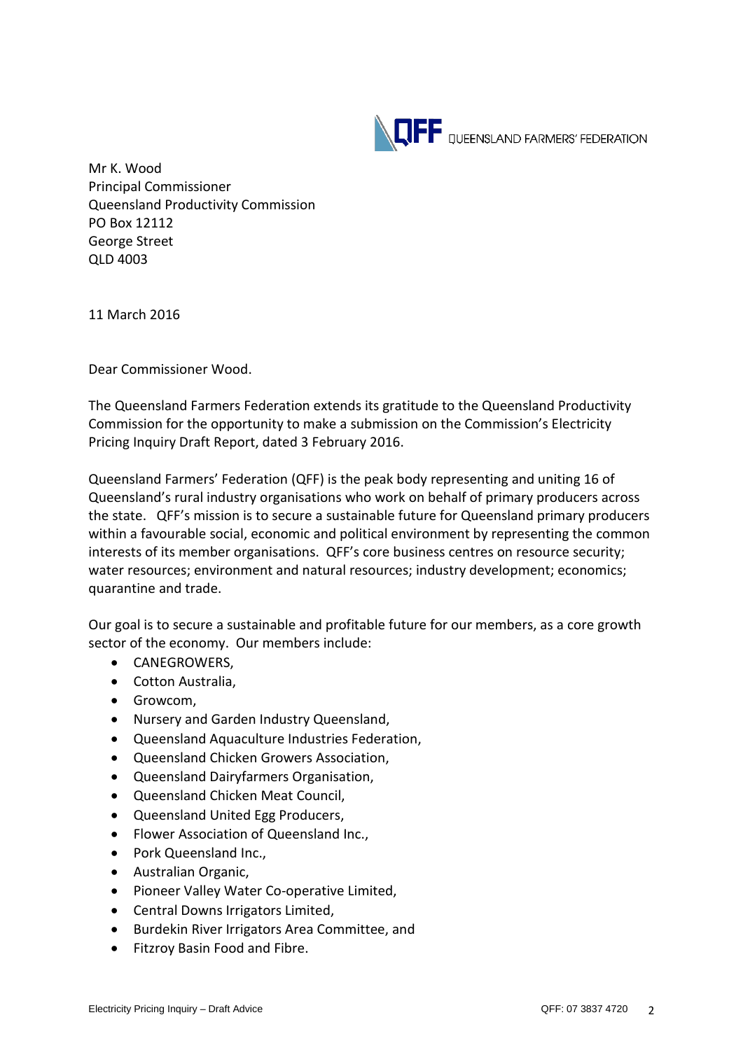QFF QUEENSLAND FARMERS' FEDERATION

Mr K. Wood
Principal Commissioner
Queensland Productivity Commission
PO Box 12112
George Street
QLD 4003

11 March 2016

Dear Commissioner Wood.

The Queensland Farmers Federation extends its gratitude to the Queensland Productivity Commission for the opportunity to make a submission on the Commission's Electricity Pricing Inquiry Draft Report, dated 3 February 2016.

Queensland Farmers' Federation (QFF) is the peak body representing and uniting 16 of Queensland's rural industry organisations who work on behalf of primary producers across the state. QFF's mission is to secure a sustainable future for Queensland primary producers within a favourable social, economic and political environment by representing the common interests of its member organisations. QFF's core business centres on resource security; water resources; environment and natural resources; industry development; economics; quarantine and trade.

Our goal is to secure a sustainable and profitable future for our members, as a core growth sector of the economy. Our members include:

- CANEGROWERS,
- Cotton Australia,
- Growcom,
- Nursery and Garden Industry Queensland,
- Queensland Aquaculture Industries Federation,
- Queensland Chicken Growers Association,
- Queensland Dairyfarmers Organisation,
- Queensland Chicken Meat Council,
- Queensland United Egg Producers,
- Flower Association of Queensland Inc.,
- Pork Queensland Inc.,
- Australian Organic,
- Pioneer Valley Water Co-operative Limited,
- Central Downs Irrigators Limited,
- Burdekin River Irrigators Area Committee, and
- Fitzroy Basin Food and Fibre.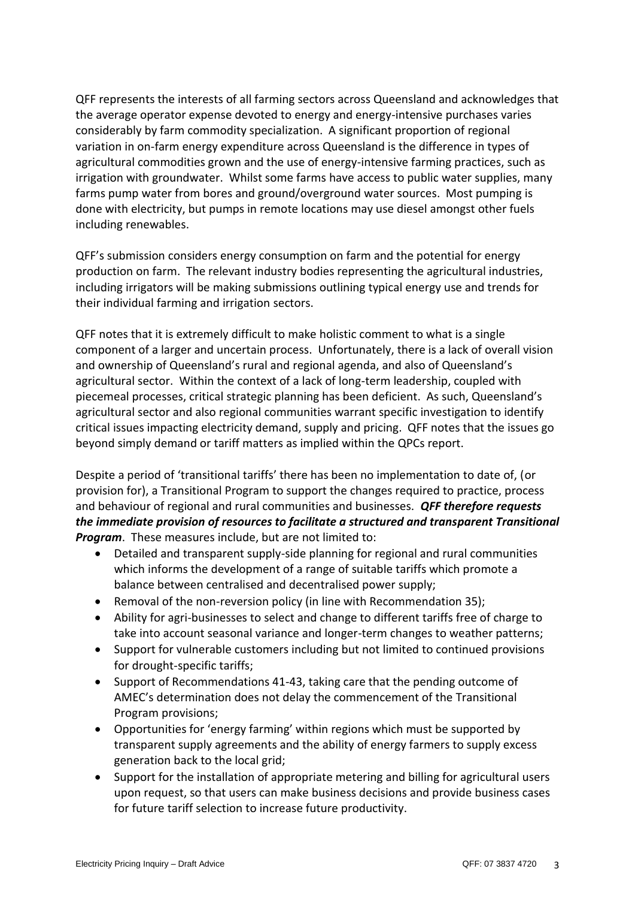QFF represents the interests of all farming sectors across Queensland and acknowledges that the average operator expense devoted to energy and energy-intensive purchases varies considerably by farm commodity specialization. A significant proportion of regional variation in on-farm energy expenditure across Queensland is the difference in types of agricultural commodities grown and the use of energy-intensive farming practices, such as irrigation with groundwater. Whilst some farms have access to public water supplies, many farms pump water from bores and ground/overground water sources. Most pumping is done with electricity, but pumps in remote locations may use diesel amongst other fuels including renewables.

QFF's submission considers energy consumption on farm and the potential for energy production on farm. The relevant industry bodies representing the agricultural industries, including irrigators will be making submissions outlining typical energy use and trends for their individual farming and irrigation sectors.

QFF notes that it is extremely difficult to make holistic comment to what is a single component of a larger and uncertain process. Unfortunately, there is a lack of overall vision and ownership of Queensland's rural and regional agenda, and also of Queensland's agricultural sector. Within the context of a lack of long-term leadership, coupled with piecemeal processes, critical strategic planning has been deficient. As such, Queensland's agricultural sector and also regional communities warrant specific investigation to identify critical issues impacting electricity demand, supply and pricing. QFF notes that the issues go beyond simply demand or tariff matters as implied within the QPCs report.

Despite a period of 'transitional tariffs' there has been no implementation to date of, (or provision for), a Transitional Program to support the changes required to practice, process and behaviour of regional and rural communities and businesses. ***QFF therefore requests the immediate provision of resources to facilitate a structured and transparent Transitional Program***. These measures include, but are not limited to:

- Detailed and transparent supply-side planning for regional and rural communities which informs the development of a range of suitable tariffs which promote a balance between centralised and decentralised power supply;
- Removal of the non-reversion policy (in line with Recommendation 35);
- Ability for agri-businesses to select and change to different tariffs free of charge to take into account seasonal variance and longer-term changes to weather patterns;
- Support for vulnerable customers including but not limited to continued provisions for drought-specific tariffs;
- Support of Recommendations 41-43, taking care that the pending outcome of AMEC's determination does not delay the commencement of the Transitional Program provisions;
- Opportunities for 'energy farming' within regions which must be supported by transparent supply agreements and the ability of energy farmers to supply excess generation back to the local grid;
- Support for the installation of appropriate metering and billing for agricultural users upon request, so that users can make business decisions and provide business cases for future tariff selection to increase future productivity.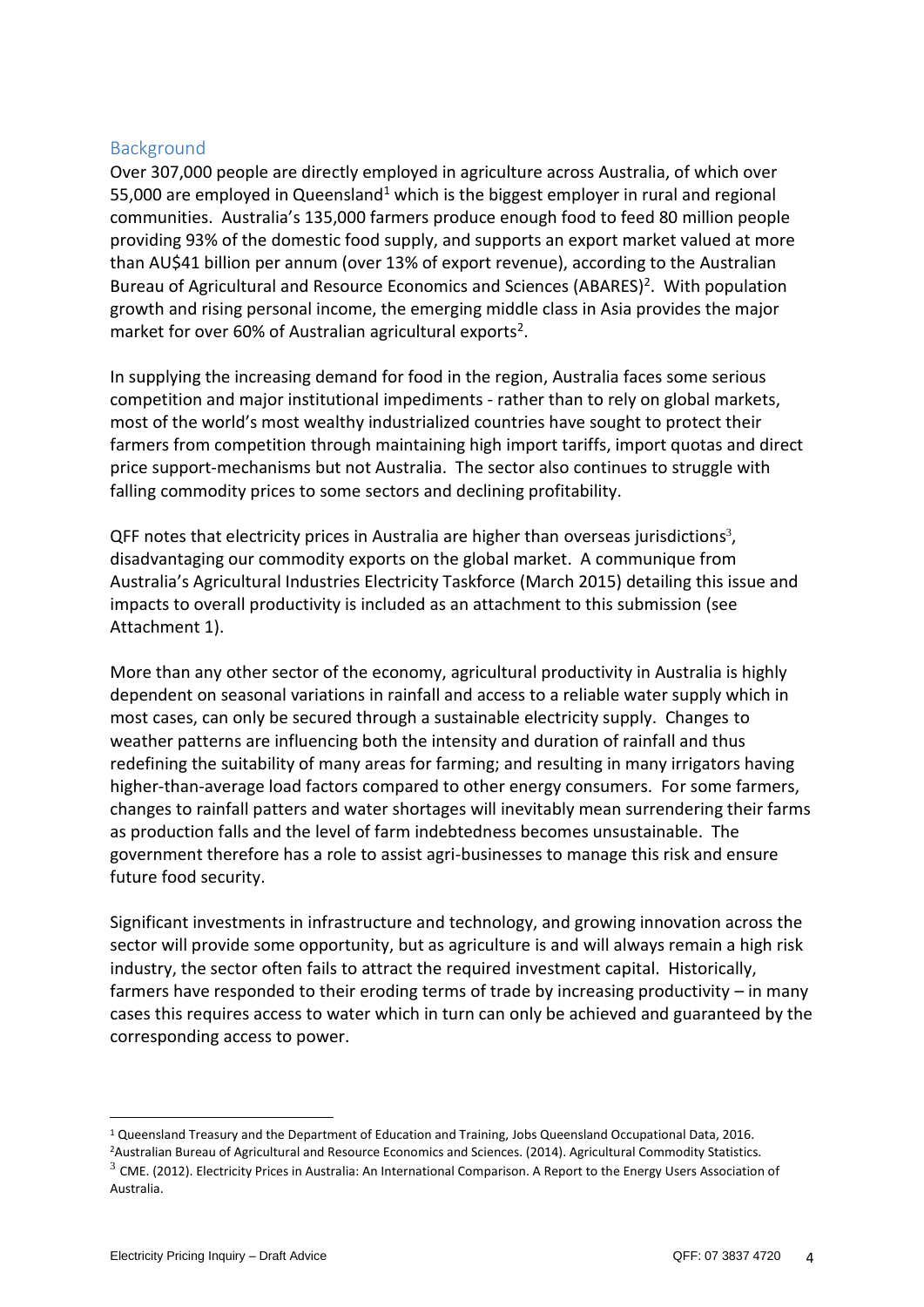## Background

Over 307,000 people are directly employed in agriculture across Australia, of which over 55,000 are employed in Queensland[1] which is the biggest employer in rural and regional communities. Australia's 135,000 farmers produce enough food to feed 80 million people providing 93% of the domestic food supply, and supports an export market valued at more than AU$41 billion per annum (over 13% of export revenue), according to the Australian Bureau of Agricultural and Resource Economics and Sciences (ABARES)[2]. With population growth and rising personal income, the emerging middle class in Asia provides the major market for over 60% of Australian agricultural exports[2].

In supplying the increasing demand for food in the region, Australia faces some serious competition and major institutional impediments - rather than to rely on global markets, most of the world's most wealthy industrialized countries have sought to protect their farmers from competition through maintaining high import tariffs, import quotas and direct price support-mechanisms but not Australia. The sector also continues to struggle with falling commodity prices to some sectors and declining profitability.

QFF notes that electricity prices in Australia are higher than overseas jurisdictions[3], disadvantaging our commodity exports on the global market. A communique from Australia's Agricultural Industries Electricity Taskforce (March 2015) detailing this issue and impacts to overall productivity is included as an attachment to this submission (see Attachment 1).

More than any other sector of the economy, agricultural productivity in Australia is highly dependent on seasonal variations in rainfall and access to a reliable water supply which in most cases, can only be secured through a sustainable electricity supply. Changes to weather patterns are influencing both the intensity and duration of rainfall and thus redefining the suitability of many areas for farming; and resulting in many irrigators having higher-than-average load factors compared to other energy consumers. For some farmers, changes to rainfall patters and water shortages will inevitably mean surrendering their farms as production falls and the level of farm indebtedness becomes unsustainable. The government therefore has a role to assist agri-businesses to manage this risk and ensure future food security.

Significant investments in infrastructure and technology, and growing innovation across the sector will provide some opportunity, but as agriculture is and will always remain a high risk industry, the sector often fails to attract the required investment capital. Historically, farmers have responded to their eroding terms of trade by increasing productivity – in many cases this requires access to water which in turn can only be achieved and guaranteed by the corresponding access to power.

---

[1] Queensland Treasury and the Department of Education and Training, Jobs Queensland Occupational Data, 2016.

[2] Australian Bureau of Agricultural and Resource Economics and Sciences. (2014). Agricultural Commodity Statistics.

[3] CME. (2012). Electricity Prices in Australia: An International Comparison. A Report to the Energy Users Association of Australia.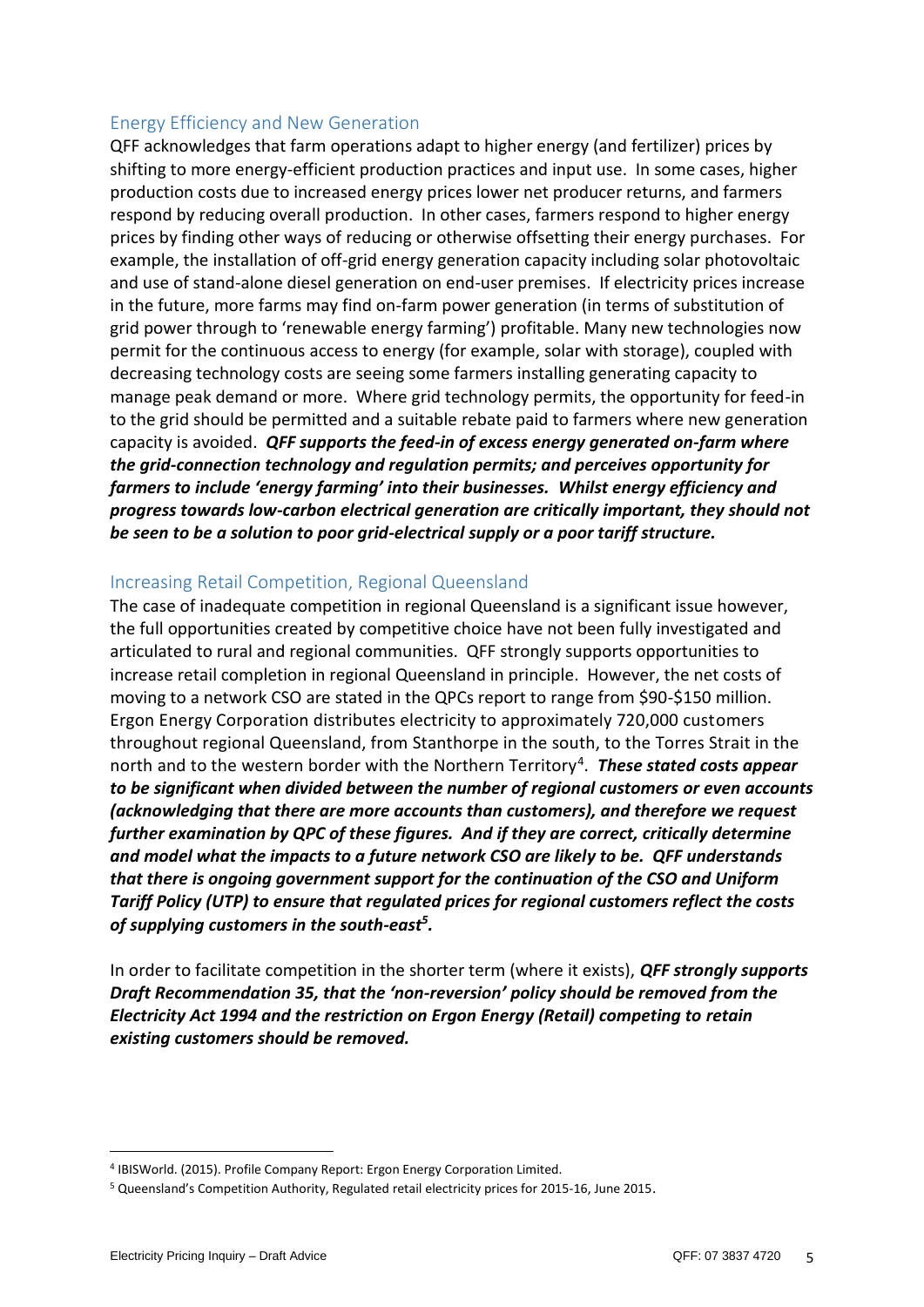## Energy Efficiency and New Generation

QFF acknowledges that farm operations adapt to higher energy (and fertilizer) prices by shifting to more energy-efficient production practices and input use. In some cases, higher production costs due to increased energy prices lower net producer returns, and farmers respond by reducing overall production. In other cases, farmers respond to higher energy prices by finding other ways of reducing or otherwise offsetting their energy purchases. For example, the installation of off-grid energy generation capacity including solar photovoltaic and use of stand-alone diesel generation on end-user premises. If electricity prices increase in the future, more farms may find on-farm power generation (in terms of substitution of grid power through to 'renewable energy farming') profitable. Many new technologies now permit for the continuous access to energy (for example, solar with storage), coupled with decreasing technology costs are seeing some farmers installing generating capacity to manage peak demand or more. Where grid technology permits, the opportunity for feed-in to the grid should be permitted and a suitable rebate paid to farmers where new generation capacity is avoided. ***QFF supports the feed-in of excess energy generated on-farm where the grid-connection technology and regulation permits; and perceives opportunity for farmers to include 'energy farming' into their businesses. Whilst energy efficiency and progress towards low-carbon electrical generation are critically important, they should not be seen to be a solution to poor grid-electrical supply or a poor tariff structure.***

## Increasing Retail Competition, Regional Queensland

The case of inadequate competition in regional Queensland is a significant issue however, the full opportunities created by competitive choice have not been fully investigated and articulated to rural and regional communities. QFF strongly supports opportunities to increase retail completion in regional Queensland in principle. However, the net costs of moving to a network CSO are stated in the QPCs report to range from $90-$150 million. Ergon Energy Corporation distributes electricity to approximately 720,000 customers throughout regional Queensland, from Stanthorpe in the south, to the Torres Strait in the north and to the western border with the Northern Territory[4]. ***These stated costs appear to be significant when divided between the number of regional customers or even accounts (acknowledging that there are more accounts than customers), and therefore we request further examination by QPC of these figures. And if they are correct, critically determine and model what the impacts to a future network CSO are likely to be. QFF understands that there is ongoing government support for the continuation of the CSO and Uniform Tariff Policy (UTP) to ensure that regulated prices for regional customers reflect the costs of supplying customers in the south-east[5].***

In order to facilitate competition in the shorter term (where it exists), ***QFF strongly supports Draft Recommendation 35, that the 'non-reversion' policy should be removed from the Electricity Act 1994 and the restriction on Ergon Energy (Retail) competing to retain existing customers should be removed.***

---

[4] IBISWorld. (2015). Profile Company Report: Ergon Energy Corporation Limited.

[5] Queensland's Competition Authority, Regulated retail electricity prices for 2015-16, June 2015.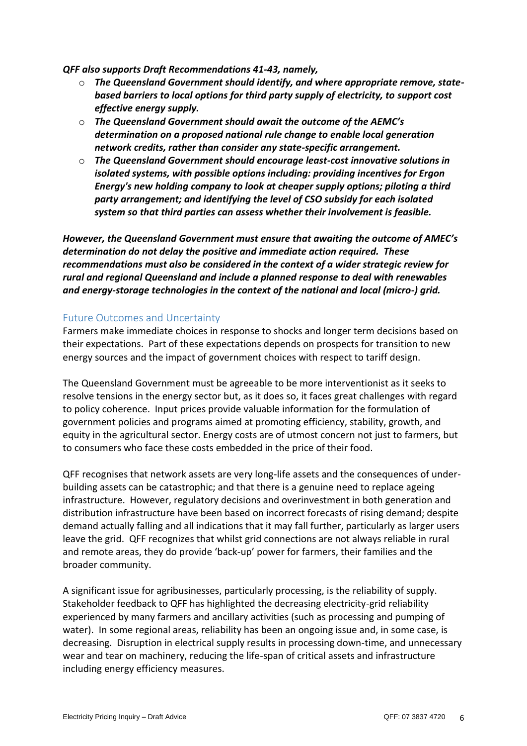***QFF also supports Draft Recommendations 41-43, namely,***

- ***The Queensland Government should identify, and where appropriate remove, state-based barriers to local options for third party supply of electricity, to support cost effective energy supply.***
- ***The Queensland Government should await the outcome of the AEMC's determination on a proposed national rule change to enable local generation network credits, rather than consider any state-specific arrangement.***
- ***The Queensland Government should encourage least-cost innovative solutions in isolated systems, with possible options including: providing incentives for Ergon Energy's new holding company to look at cheaper supply options; piloting a third party arrangement; and identifying the level of CSO subsidy for each isolated system so that third parties can assess whether their involvement is feasible.***

***However, the Queensland Government must ensure that awaiting the outcome of AMEC's determination do not delay the positive and immediate action required. These recommendations must also be considered in the context of a wider strategic review for rural and regional Queensland and include a planned response to deal with renewables and energy-storage technologies in the context of the national and local (micro-) grid.***

## Future Outcomes and Uncertainty

Farmers make immediate choices in response to shocks and longer term decisions based on their expectations. Part of these expectations depends on prospects for transition to new energy sources and the impact of government choices with respect to tariff design.

The Queensland Government must be agreeable to be more interventionist as it seeks to resolve tensions in the energy sector but, as it does so, it faces great challenges with regard to policy coherence. Input prices provide valuable information for the formulation of government policies and programs aimed at promoting efficiency, stability, growth, and equity in the agricultural sector. Energy costs are of utmost concern not just to farmers, but to consumers who face these costs embedded in the price of their food.

QFF recognises that network assets are very long-life assets and the consequences of under-building assets can be catastrophic; and that there is a genuine need to replace ageing infrastructure. However, regulatory decisions and overinvestment in both generation and distribution infrastructure have been based on incorrect forecasts of rising demand; despite demand actually falling and all indications that it may fall further, particularly as larger users leave the grid. QFF recognizes that whilst grid connections are not always reliable in rural and remote areas, they do provide 'back-up' power for farmers, their families and the broader community.

A significant issue for agribusinesses, particularly processing, is the reliability of supply. Stakeholder feedback to QFF has highlighted the decreasing electricity-grid reliability experienced by many farmers and ancillary activities (such as processing and pumping of water). In some regional areas, reliability has been an ongoing issue and, in some case, is decreasing. Disruption in electrical supply results in processing down-time, and unnecessary wear and tear on machinery, reducing the life-span of critical assets and infrastructure including energy efficiency measures.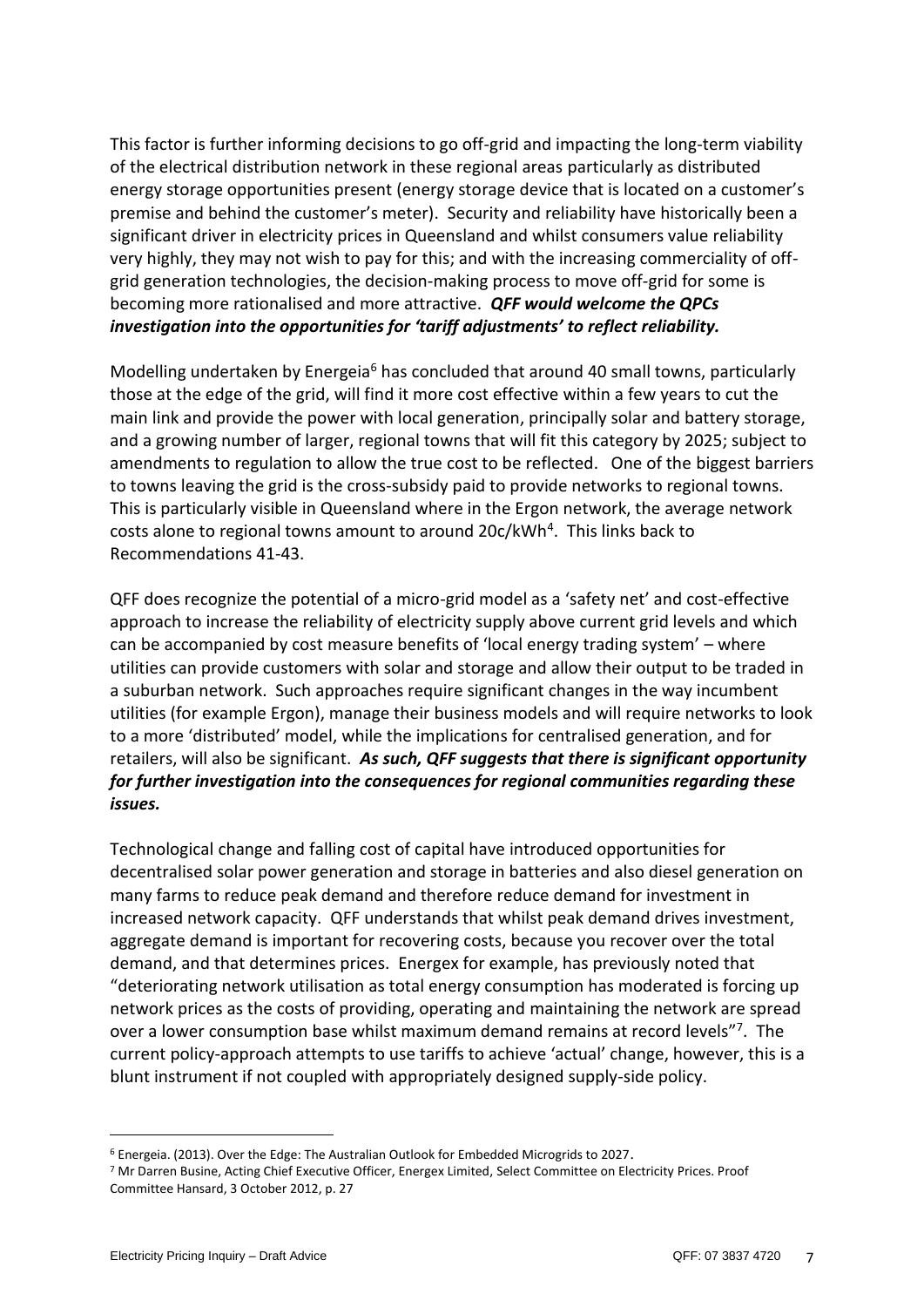This factor is further informing decisions to go off-grid and impacting the long-term viability of the electrical distribution network in these regional areas particularly as distributed energy storage opportunities present (energy storage device that is located on a customer's premise and behind the customer's meter). Security and reliability have historically been a significant driver in electricity prices in Queensland and whilst consumers value reliability very highly, they may not wish to pay for this; and with the increasing commerciality of off-grid generation technologies, the decision-making process to move off-grid for some is becoming more rationalised and more attractive. ***QFF would welcome the QPCs investigation into the opportunities for 'tariff adjustments' to reflect reliability.***

Modelling undertaken by Energeia[6] has concluded that around 40 small towns, particularly those at the edge of the grid, will find it more cost effective within a few years to cut the main link and provide the power with local generation, principally solar and battery storage, and a growing number of larger, regional towns that will fit this category by 2025; subject to amendments to regulation to allow the true cost to be reflected. One of the biggest barriers to towns leaving the grid is the cross-subsidy paid to provide networks to regional towns. This is particularly visible in Queensland where in the Ergon network, the average network costs alone to regional towns amount to around 20c/kWh[4]. This links back to Recommendations 41-43.

QFF does recognize the potential of a micro-grid model as a 'safety net' and cost-effective approach to increase the reliability of electricity supply above current grid levels and which can be accompanied by cost measure benefits of 'local energy trading system' – where utilities can provide customers with solar and storage and allow their output to be traded in a suburban network. Such approaches require significant changes in the way incumbent utilities (for example Ergon), manage their business models and will require networks to look to a more 'distributed' model, while the implications for centralised generation, and for retailers, will also be significant. ***As such, QFF suggests that there is significant opportunity for further investigation into the consequences for regional communities regarding these issues.***

Technological change and falling cost of capital have introduced opportunities for decentralised solar power generation and storage in batteries and also diesel generation on many farms to reduce peak demand and therefore reduce demand for investment in increased network capacity. QFF understands that whilst peak demand drives investment, aggregate demand is important for recovering costs, because you recover over the total demand, and that determines prices. Energex for example, has previously noted that "deteriorating network utilisation as total energy consumption has moderated is forcing up network prices as the costs of providing, operating and maintaining the network are spread over a lower consumption base whilst maximum demand remains at record levels"[7]. The current policy-approach attempts to use tariffs to achieve 'actual' change, however, this is a blunt instrument if not coupled with appropriately designed supply-side policy.

---

[6] Energeia. (2013). Over the Edge: The Australian Outlook for Embedded Microgrids to 2027.

[7] Mr Darren Busine, Acting Chief Executive Officer, Energex Limited, Select Committee on Electricity Prices. Proof Committee Hansard, 3 October 2012, p. 27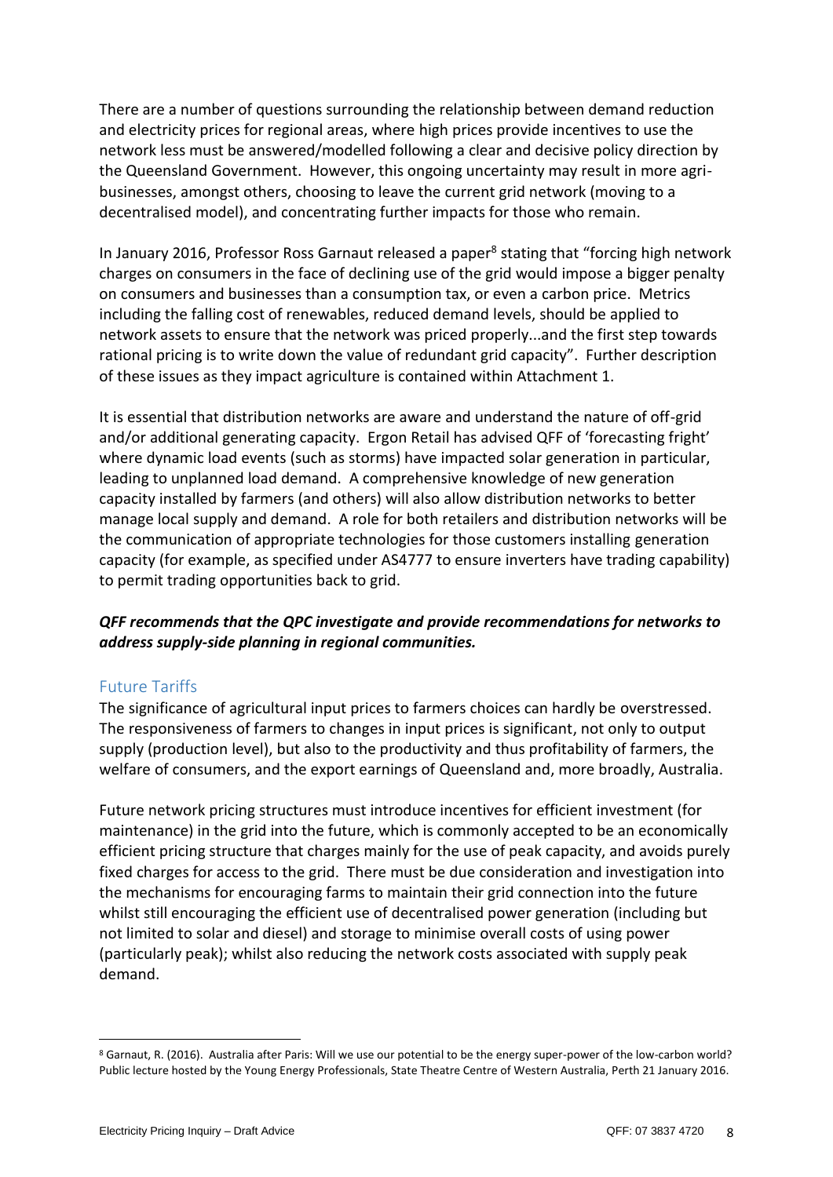There are a number of questions surrounding the relationship between demand reduction and electricity prices for regional areas, where high prices provide incentives to use the network less must be answered/modelled following a clear and decisive policy direction by the Queensland Government. However, this ongoing uncertainty may result in more agri-businesses, amongst others, choosing to leave the current grid network (moving to a decentralised model), and concentrating further impacts for those who remain.

In January 2016, Professor Ross Garnaut released a paper[8] stating that "forcing high network charges on consumers in the face of declining use of the grid would impose a bigger penalty on consumers and businesses than a consumption tax, or even a carbon price. Metrics including the falling cost of renewables, reduced demand levels, should be applied to network assets to ensure that the network was priced properly...and the first step towards rational pricing is to write down the value of redundant grid capacity". Further description of these issues as they impact agriculture is contained within Attachment 1.

It is essential that distribution networks are aware and understand the nature of off-grid and/or additional generating capacity. Ergon Retail has advised QFF of 'forecasting fright' where dynamic load events (such as storms) have impacted solar generation in particular, leading to unplanned load demand. A comprehensive knowledge of new generation capacity installed by farmers (and others) will also allow distribution networks to better manage local supply and demand. A role for both retailers and distribution networks will be the communication of appropriate technologies for those customers installing generation capacity (for example, as specified under AS4777 to ensure inverters have trading capability) to permit trading opportunities back to grid.

***QFF recommends that the QPC investigate and provide recommendations for networks to address supply-side planning in regional communities.***

## Future Tariffs

The significance of agricultural input prices to farmers choices can hardly be overstressed. The responsiveness of farmers to changes in input prices is significant, not only to output supply (production level), but also to the productivity and thus profitability of farmers, the welfare of consumers, and the export earnings of Queensland and, more broadly, Australia.

Future network pricing structures must introduce incentives for efficient investment (for maintenance) in the grid into the future, which is commonly accepted to be an economically efficient pricing structure that charges mainly for the use of peak capacity, and avoids purely fixed charges for access to the grid. There must be due consideration and investigation into the mechanisms for encouraging farms to maintain their grid connection into the future whilst still encouraging the efficient use of decentralised power generation (including but not limited to solar and diesel) and storage to minimise overall costs of using power (particularly peak); whilst also reducing the network costs associated with supply peak demand.

---

[8] Garnaut, R. (2016). Australia after Paris: Will we use our potential to be the energy super-power of the low-carbon world? Public lecture hosted by the Young Energy Professionals, State Theatre Centre of Western Australia, Perth 21 January 2016.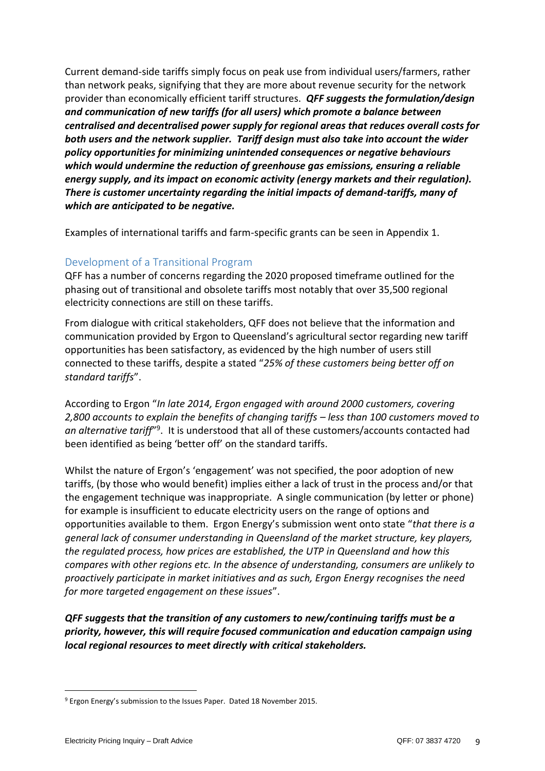Current demand-side tariffs simply focus on peak use from individual users/farmers, rather than network peaks, signifying that they are more about revenue security for the network provider than economically efficient tariff structures. ***QFF suggests the formulation/design and communication of new tariffs (for all users) which promote a balance between centralised and decentralised power supply for regional areas that reduces overall costs for both users and the network supplier. Tariff design must also take into account the wider policy opportunities for minimizing unintended consequences or negative behaviours which would undermine the reduction of greenhouse gas emissions, ensuring a reliable energy supply, and its impact on economic activity (energy markets and their regulation). There is customer uncertainty regarding the initial impacts of demand-tariffs, many of which are anticipated to be negative.***

Examples of international tariffs and farm-specific grants can be seen in Appendix 1.

## Development of a Transitional Program

QFF has a number of concerns regarding the 2020 proposed timeframe outlined for the phasing out of transitional and obsolete tariffs most notably that over 35,500 regional electricity connections are still on these tariffs.

From dialogue with critical stakeholders, QFF does not believe that the information and communication provided by Ergon to Queensland's agricultural sector regarding new tariff opportunities has been satisfactory, as evidenced by the high number of users still connected to these tariffs, despite a stated "*25% of these customers being better off on standard tariffs*".

According to Ergon "*In late 2014, Ergon engaged with around 2000 customers, covering 2,800 accounts to explain the benefits of changing tariffs – less than 100 customers moved to an alternative tariff*"[9]. It is understood that all of these customers/accounts contacted had been identified as being 'better off' on the standard tariffs.

Whilst the nature of Ergon's 'engagement' was not specified, the poor adoption of new tariffs, (by those who would benefit) implies either a lack of trust in the process and/or that the engagement technique was inappropriate. A single communication (by letter or phone) for example is insufficient to educate electricity users on the range of options and opportunities available to them. Ergon Energy's submission went onto state "*that there is a general lack of consumer understanding in Queensland of the market structure, key players, the regulated process, how prices are established, the UTP in Queensland and how this compares with other regions etc. In the absence of understanding, consumers are unlikely to proactively participate in market initiatives and as such, Ergon Energy recognises the need for more targeted engagement on these issues*".

***QFF suggests that the transition of any customers to new/continuing tariffs must be a priority, however, this will require focused communication and education campaign using local regional resources to meet directly with critical stakeholders.***

---

[9] Ergon Energy's submission to the Issues Paper. Dated 18 November 2015.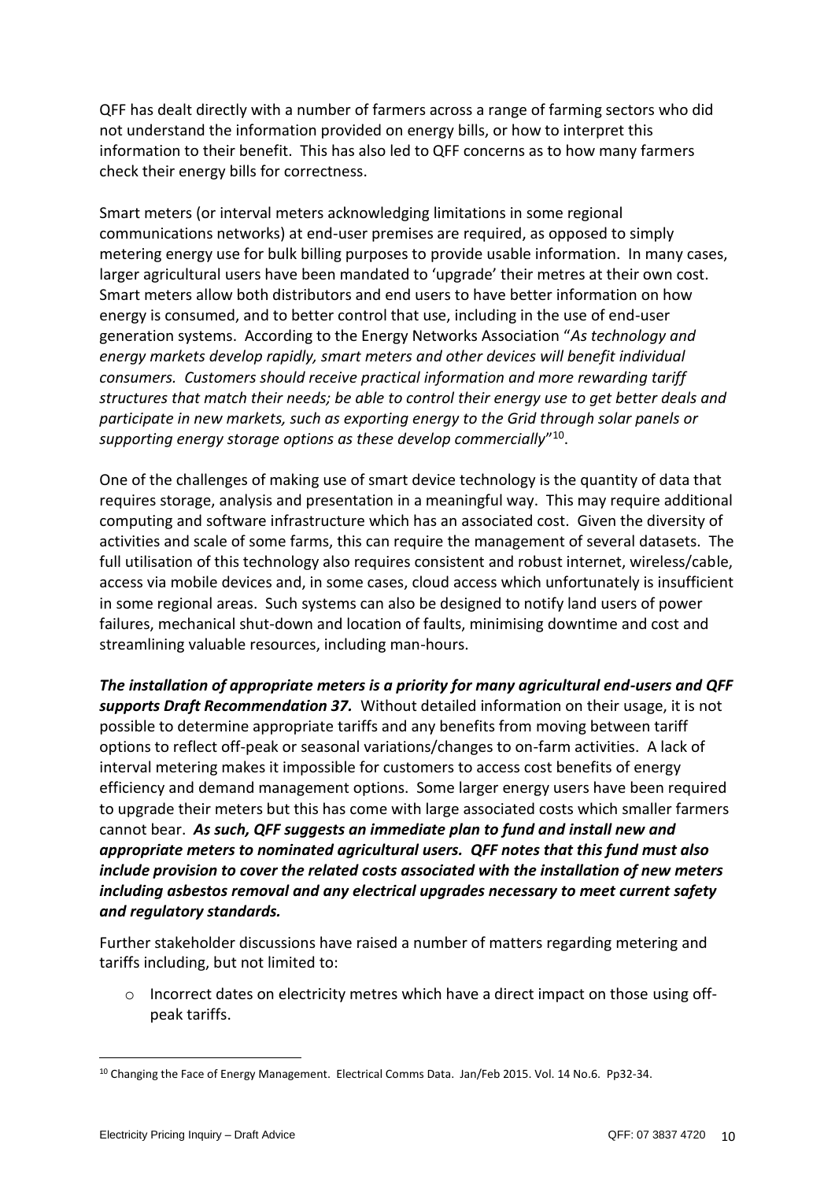QFF has dealt directly with a number of farmers across a range of farming sectors who did not understand the information provided on energy bills, or how to interpret this information to their benefit. This has also led to QFF concerns as to how many farmers check their energy bills for correctness.

Smart meters (or interval meters acknowledging limitations in some regional communications networks) at end-user premises are required, as opposed to simply metering energy use for bulk billing purposes to provide usable information. In many cases, larger agricultural users have been mandated to 'upgrade' their metres at their own cost. Smart meters allow both distributors and end users to have better information on how energy is consumed, and to better control that use, including in the use of end-user generation systems. According to the Energy Networks Association "*As technology and energy markets develop rapidly, smart meters and other devices will benefit individual consumers. Customers should receive practical information and more rewarding tariff structures that match their needs; be able to control their energy use to get better deals and participate in new markets, such as exporting energy to the Grid through solar panels or supporting energy storage options as these develop commercially*"[10].

One of the challenges of making use of smart device technology is the quantity of data that requires storage, analysis and presentation in a meaningful way. This may require additional computing and software infrastructure which has an associated cost. Given the diversity of activities and scale of some farms, this can require the management of several datasets. The full utilisation of this technology also requires consistent and robust internet, wireless/cable, access via mobile devices and, in some cases, cloud access which unfortunately is insufficient in some regional areas. Such systems can also be designed to notify land users of power failures, mechanical shut-down and location of faults, minimising downtime and cost and streamlining valuable resources, including man-hours.

***The installation of appropriate meters is a priority for many agricultural end-users and QFF supports Draft Recommendation 37.*** Without detailed information on their usage, it is not possible to determine appropriate tariffs and any benefits from moving between tariff options to reflect off-peak or seasonal variations/changes to on-farm activities. A lack of interval metering makes it impossible for customers to access cost benefits of energy efficiency and demand management options. Some larger energy users have been required to upgrade their meters but this has come with large associated costs which smaller farmers cannot bear. ***As such, QFF suggests an immediate plan to fund and install new and appropriate meters to nominated agricultural users. QFF notes that this fund must also include provision to cover the related costs associated with the installation of new meters including asbestos removal and any electrical upgrades necessary to meet current safety and regulatory standards.***

Further stakeholder discussions have raised a number of matters regarding metering and tariffs including, but not limited to:

- Incorrect dates on electricity metres which have a direct impact on those using off-peak tariffs.

---

[10] Changing the Face of Energy Management. Electrical Comms Data. Jan/Feb 2015. Vol. 14 No.6. Pp32-34.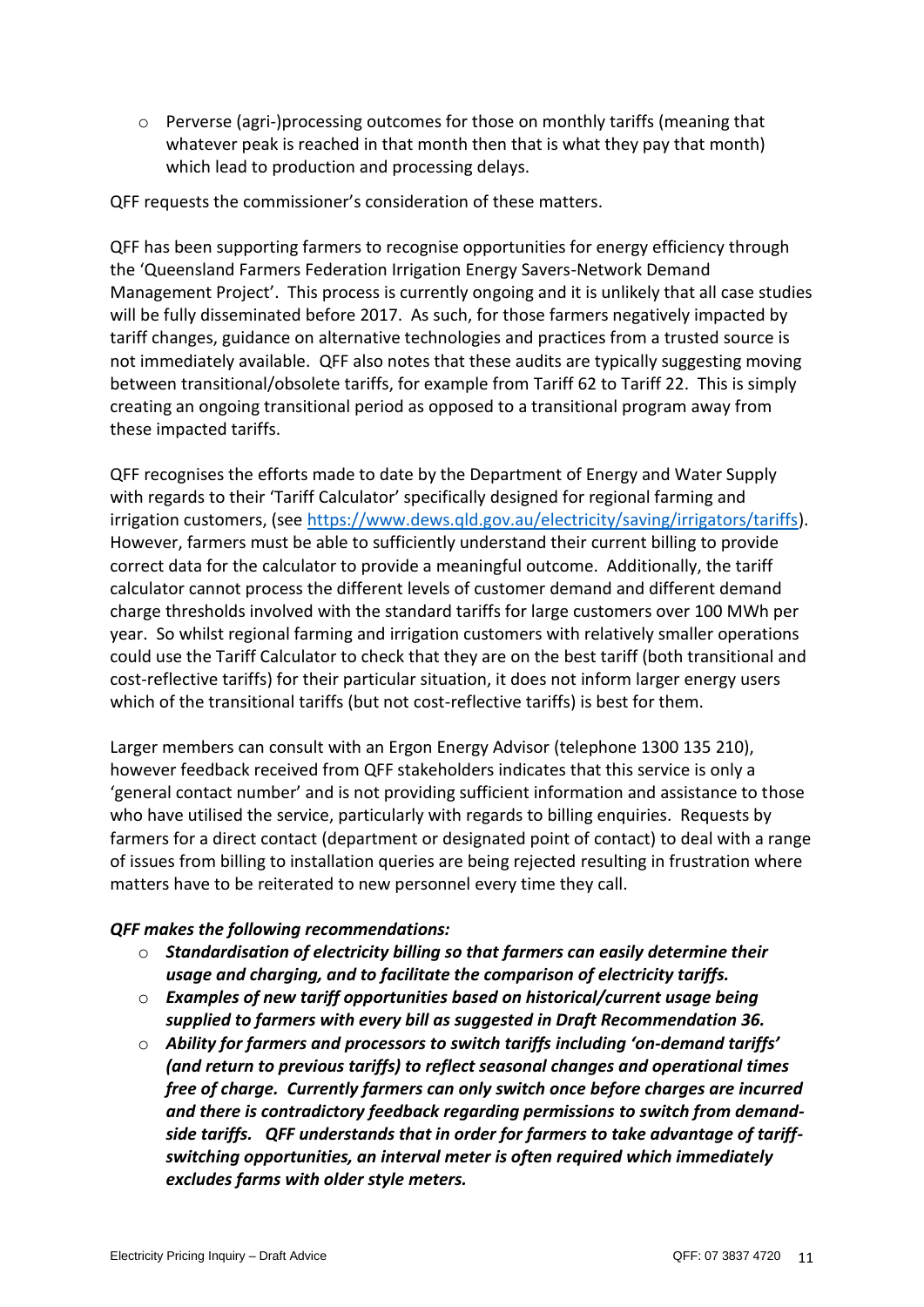- Perverse (agri-)processing outcomes for those on monthly tariffs (meaning that whatever peak is reached in that month then that is what they pay that month) which lead to production and processing delays.

QFF requests the commissioner's consideration of these matters.

QFF has been supporting farmers to recognise opportunities for energy efficiency through the 'Queensland Farmers Federation Irrigation Energy Savers-Network Demand Management Project'. This process is currently ongoing and it is unlikely that all case studies will be fully disseminated before 2017. As such, for those farmers negatively impacted by tariff changes, guidance on alternative technologies and practices from a trusted source is not immediately available. QFF also notes that these audits are typically suggesting moving between transitional/obsolete tariffs, for example from Tariff 62 to Tariff 22. This is simply creating an ongoing transitional period as opposed to a transitional program away from these impacted tariffs.

QFF recognises the efforts made to date by the Department of Energy and Water Supply with regards to their 'Tariff Calculator' specifically designed for regional farming and irrigation customers, (see [https://www.dews.qld.gov.au/electricity/saving/irrigators/tariffs](https://www.dews.qld.gov.au/electricity/saving/irrigators/tariffs)). However, farmers must be able to sufficiently understand their current billing to provide correct data for the calculator to provide a meaningful outcome. Additionally, the tariff calculator cannot process the different levels of customer demand and different demand charge thresholds involved with the standard tariffs for large customers over 100 MWh per year. So whilst regional farming and irrigation customers with relatively smaller operations could use the Tariff Calculator to check that they are on the best tariff (both transitional and cost-reflective tariffs) for their particular situation, it does not inform larger energy users which of the transitional tariffs (but not cost-reflective tariffs) is best for them.

Larger members can consult with an Ergon Energy Advisor (telephone 1300 135 210), however feedback received from QFF stakeholders indicates that this service is only a 'general contact number' and is not providing sufficient information and assistance to those who have utilised the service, particularly with regards to billing enquiries. Requests by farmers for a direct contact (department or designated point of contact) to deal with a range of issues from billing to installation queries are being rejected resulting in frustration where matters have to be reiterated to new personnel every time they call.

***QFF makes the following recommendations:***

- ***Standardisation of electricity billing so that farmers can easily determine their usage and charging, and to facilitate the comparison of electricity tariffs.***
- ***Examples of new tariff opportunities based on historical/current usage being supplied to farmers with every bill as suggested in Draft Recommendation 36.***
- ***Ability for farmers and processors to switch tariffs including 'on-demand tariffs' (and return to previous tariffs) to reflect seasonal changes and operational times free of charge. Currently farmers can only switch once before charges are incurred and there is contradictory feedback regarding permissions to switch from demand-side tariffs. QFF understands that in order for farmers to take advantage of tariff-switching opportunities, an interval meter is often required which immediately excludes farms with older style meters.***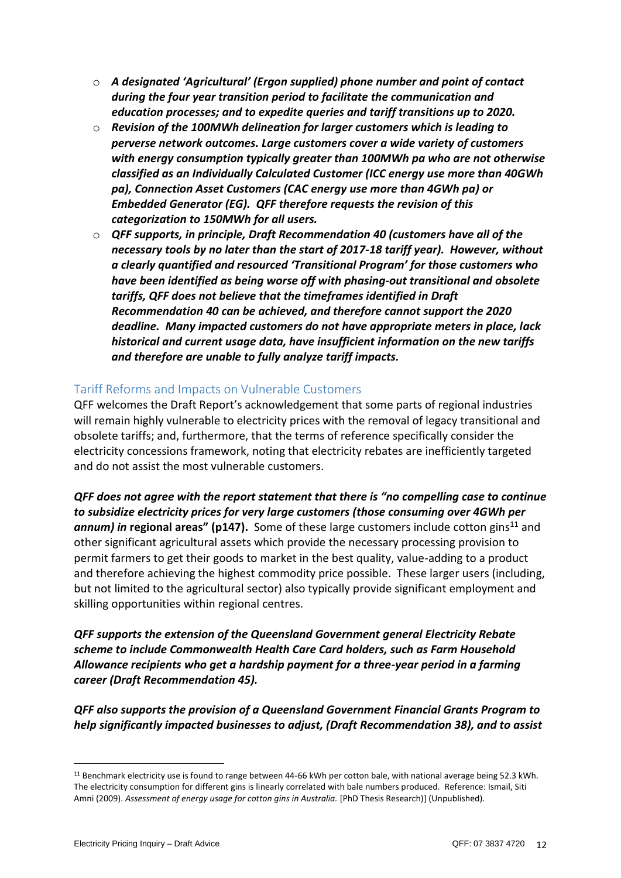- ***A designated 'Agricultural' (Ergon supplied) phone number and point of contact during the four year transition period to facilitate the communication and education processes; and to expedite queries and tariff transitions up to 2020.***
- ***Revision of the 100MWh delineation for larger customers which is leading to perverse network outcomes. Large customers cover a wide variety of customers with energy consumption typically greater than 100MWh pa who are not otherwise classified as an Individually Calculated Customer (ICC energy use more than 40GWh pa), Connection Asset Customers (CAC energy use more than 4GWh pa) or Embedded Generator (EG). QFF therefore requests the revision of this categorization to 150MWh for all users.***
- ***QFF supports, in principle, Draft Recommendation 40 (customers have all of the necessary tools by no later than the start of 2017-18 tariff year). However, without a clearly quantified and resourced 'Transitional Program' for those customers who have been identified as being worse off with phasing-out transitional and obsolete tariffs, QFF does not believe that the timeframes identified in Draft Recommendation 40 can be achieved, and therefore cannot support the 2020 deadline. Many impacted customers do not have appropriate meters in place, lack historical and current usage data, have insufficient information on the new tariffs and therefore are unable to fully analyze tariff impacts.***

## Tariff Reforms and Impacts on Vulnerable Customers

QFF welcomes the Draft Report's acknowledgement that some parts of regional industries will remain highly vulnerable to electricity prices with the removal of legacy transitional and obsolete tariffs; and, furthermore, that the terms of reference specifically consider the electricity concessions framework, noting that electricity rebates are inefficiently targeted and do not assist the most vulnerable customers.

***QFF does not agree with the report statement that there is "no compelling case to continue to subsidize electricity prices for very large customers (those consuming over 4GWh per annum) in* regional areas" (p147).** Some of these large customers include cotton gins[11] and other significant agricultural assets which provide the necessary processing provision to permit farmers to get their goods to market in the best quality, value-adding to a product and therefore achieving the highest commodity price possible. These larger users (including, but not limited to the agricultural sector) also typically provide significant employment and skilling opportunities within regional centres.

***QFF supports the extension of the Queensland Government general Electricity Rebate scheme to include Commonwealth Health Care Card holders, such as Farm Household Allowance recipients who get a hardship payment for a three-year period in a farming career (Draft Recommendation 45).***

***QFF also supports the provision of a Queensland Government Financial Grants Program to help significantly impacted businesses to adjust, (Draft Recommendation 38), and to assist***

[11] Benchmark electricity use is found to range between 44-66 kWh per cotton bale, with national average being 52.3 kWh. The electricity consumption for different gins is linearly correlated with bale numbers produced. Reference: Ismail, Siti Amni (2009). *Assessment of energy usage for cotton gins in Australia.* [PhD Thesis Research)] (Unpublished).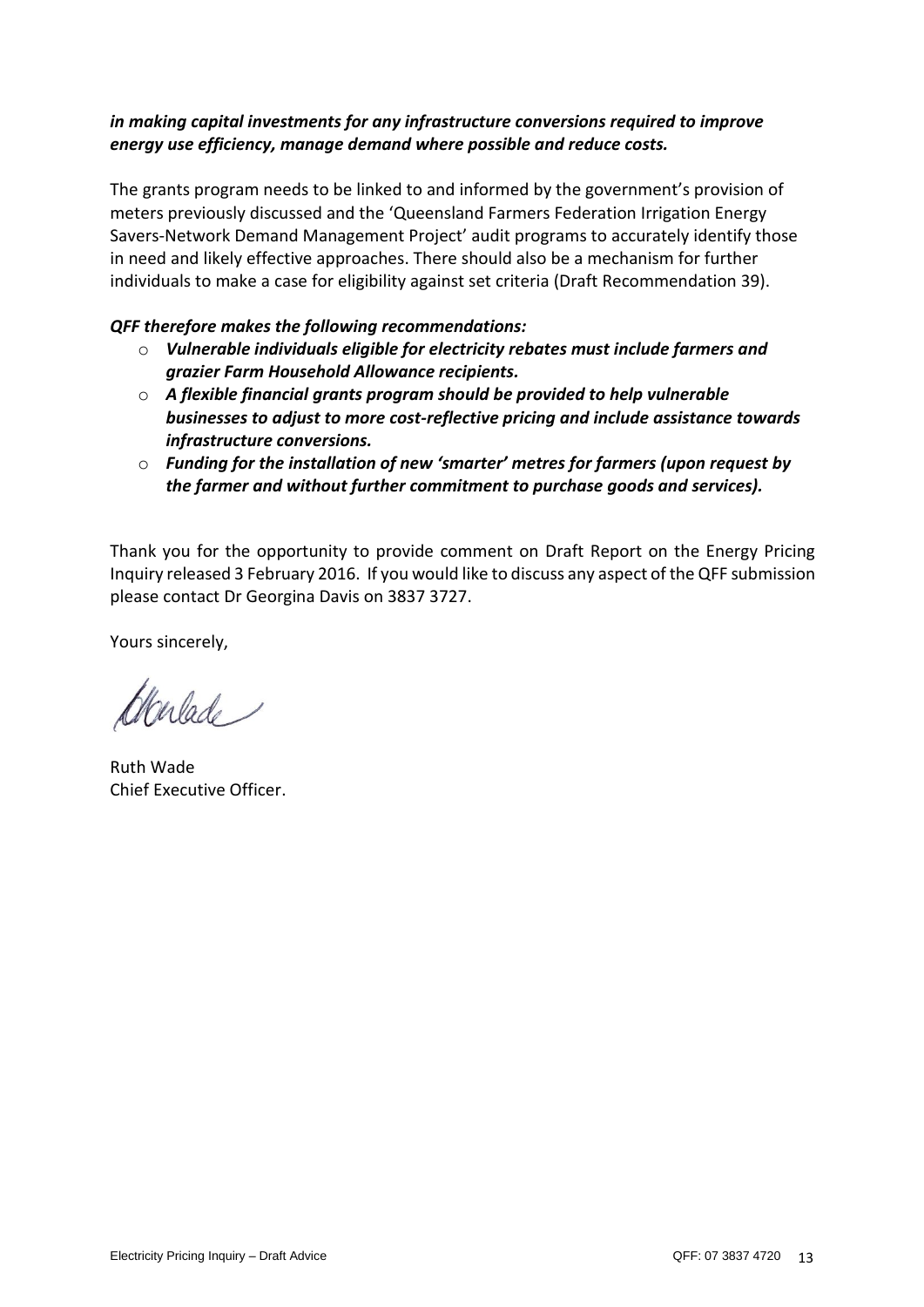***in making capital investments for any infrastructure conversions required to improve energy use efficiency, manage demand where possible and reduce costs.***

The grants program needs to be linked to and informed by the government's provision of meters previously discussed and the 'Queensland Farmers Federation Irrigation Energy Savers-Network Demand Management Project' audit programs to accurately identify those in need and likely effective approaches. There should also be a mechanism for further individuals to make a case for eligibility against set criteria (Draft Recommendation 39).

***QFF therefore makes the following recommendations:***

- ***Vulnerable individuals eligible for electricity rebates must include farmers and grazier Farm Household Allowance recipients.***
- ***A flexible financial grants program should be provided to help vulnerable businesses to adjust to more cost-reflective pricing and include assistance towards infrastructure conversions.***
- ***Funding for the installation of new 'smarter' metres for farmers (upon request by the farmer and without further commitment to purchase goods and services).***

Thank you for the opportunity to provide comment on Draft Report on the Energy Pricing Inquiry released 3 February 2016. If you would like to discuss any aspect of the QFF submission please contact Dr Georgina Davis on 3837 3727.

Yours sincerely,

Ruth Wade
Chief Executive Officer.